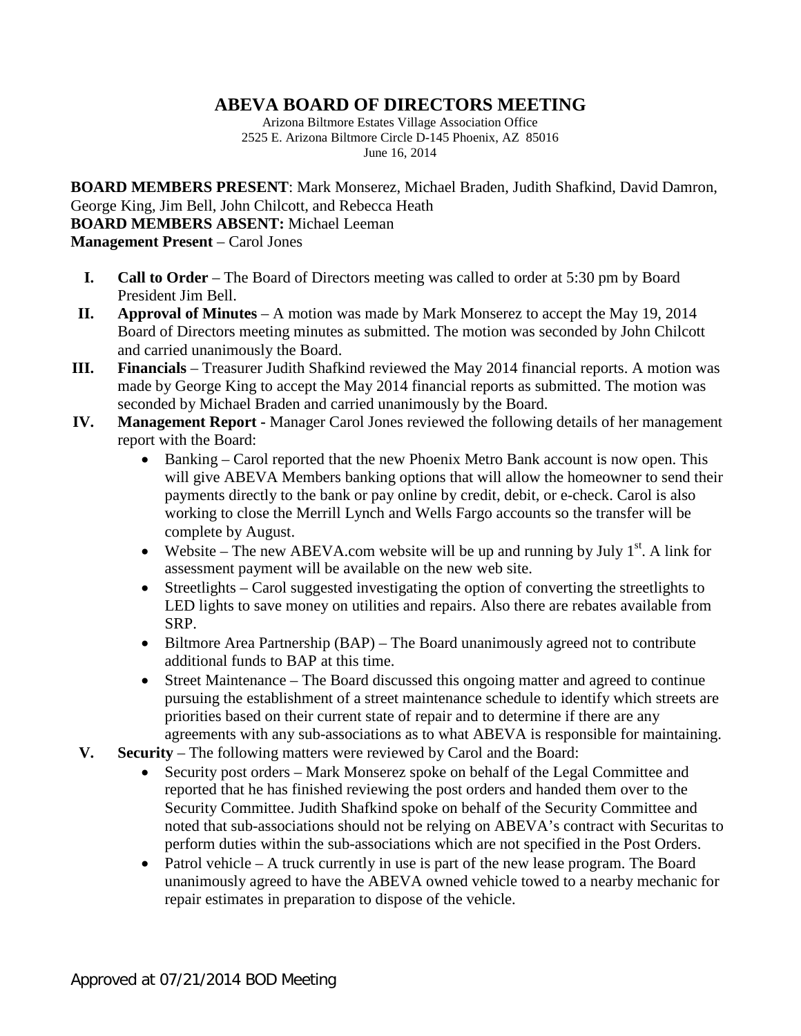# ABEVA BOARD OF DIRECTORS MEETING

Arizona Biltmore Estates Village Association Office
2525 E. Arizona Biltmore Circle D-145 Phoenix, AZ 85016
June 16, 2014

**BOARD MEMBERS PRESENT**: Mark Monserez, Michael Braden, Judith Shafkind, David Damron, George King, Jim Bell, John Chilcott, and Rebecca Heath
**BOARD MEMBERS ABSENT:** Michael Leeman
**Management Present** – Carol Jones

I. **Call to Order** – The Board of Directors meeting was called to order at 5:30 pm by Board President Jim Bell.

II. **Approval of Minutes** – A motion was made by Mark Monserez to accept the May 19, 2014 Board of Directors meeting minutes as submitted. The motion was seconded by John Chilcott and carried unanimously the Board.

III. **Financials** – Treasurer Judith Shafkind reviewed the May 2014 financial reports. A motion was made by George King to accept the May 2014 financial reports as submitted. The motion was seconded by Michael Braden and carried unanimously by the Board.

IV. **Management Report -** Manager Carol Jones reviewed the following details of her management report with the Board:
   - Banking – Carol reported that the new Phoenix Metro Bank account is now open. This will give ABEVA Members banking options that will allow the homeowner to send their payments directly to the bank or pay online by credit, debit, or e-check. Carol is also working to close the Merrill Lynch and Wells Fargo accounts so the transfer will be complete by August.
   - Website – The new ABEVA.com website will be up and running by July 1st. A link for assessment payment will be available on the new web site.
   - Streetlights – Carol suggested investigating the option of converting the streetlights to LED lights to save money on utilities and repairs. Also there are rebates available from SRP.
   - Biltmore Area Partnership (BAP) – The Board unanimously agreed not to contribute additional funds to BAP at this time.
   - Street Maintenance – The Board discussed this ongoing matter and agreed to continue pursuing the establishment of a street maintenance schedule to identify which streets are priorities based on their current state of repair and to determine if there are any agreements with any sub-associations as to what ABEVA is responsible for maintaining.

V. **Security** – The following matters were reviewed by Carol and the Board:
   - Security post orders – Mark Monserez spoke on behalf of the Legal Committee and reported that he has finished reviewing the post orders and handed them over to the Security Committee. Judith Shafkind spoke on behalf of the Security Committee and noted that sub-associations should not be relying on ABEVA's contract with Securitas to perform duties within the sub-associations which are not specified in the Post Orders.
   - Patrol vehicle – A truck currently in use is part of the new lease program. The Board unanimously agreed to have the ABEVA owned vehicle towed to a nearby mechanic for repair estimates in preparation to dispose of the vehicle.

Approved at 07/21/2014 BOD Meeting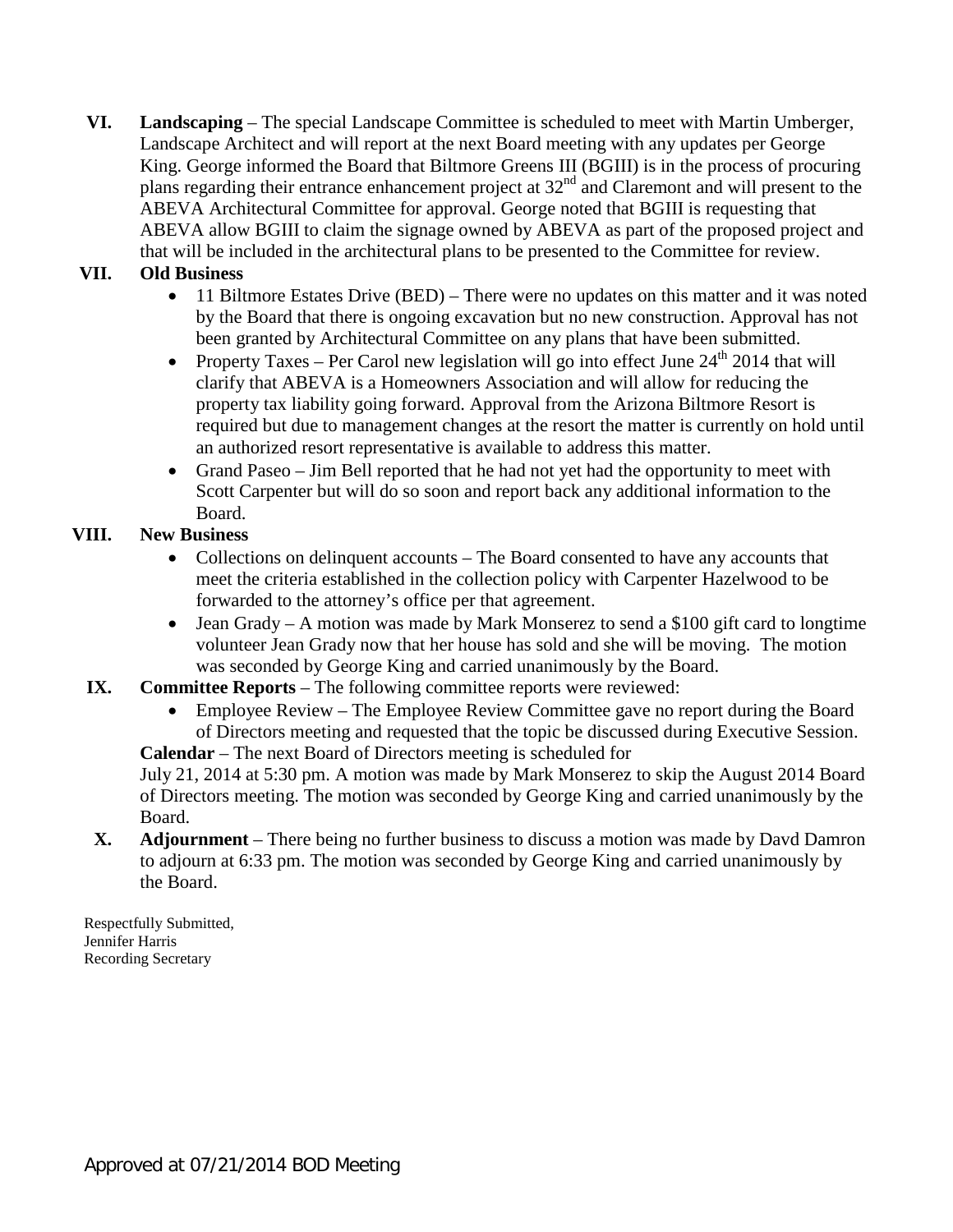**VI. Landscaping** – The special Landscape Committee is scheduled to meet with Martin Umberger, Landscape Architect and will report at the next Board meeting with any updates per George King. George informed the Board that Biltmore Greens III (BGIII) is in the process of procuring plans regarding their entrance enhancement project at 32nd and Claremont and will present to the ABEVA Architectural Committee for approval. George noted that BGIII is requesting that ABEVA allow BGIII to claim the signage owned by ABEVA as part of the proposed project and that will be included in the architectural plans to be presented to the Committee for review.

**VII. Old Business**

- 11 Biltmore Estates Drive (BED) – There were no updates on this matter and it was noted by the Board that there is ongoing excavation but no new construction. Approval has not been granted by Architectural Committee on any plans that have been submitted.
- Property Taxes – Per Carol new legislation will go into effect June 24th 2014 that will clarify that ABEVA is a Homeowners Association and will allow for reducing the property tax liability going forward. Approval from the Arizona Biltmore Resort is required but due to management changes at the resort the matter is currently on hold until an authorized resort representative is available to address this matter.
- Grand Paseo – Jim Bell reported that he had not yet had the opportunity to meet with Scott Carpenter but will do so soon and report back any additional information to the Board.

**VIII. New Business**

- Collections on delinquent accounts – The Board consented to have any accounts that meet the criteria established in the collection policy with Carpenter Hazelwood to be forwarded to the attorney's office per that agreement.
- Jean Grady – A motion was made by Mark Monserez to send a $100 gift card to longtime volunteer Jean Grady now that her house has sold and she will be moving. The motion was seconded by George King and carried unanimously by the Board.

**IX. Committee Reports** – The following committee reports were reviewed:

- Employee Review – The Employee Review Committee gave no report during the Board of Directors meeting and requested that the topic be discussed during Executive Session.

**Calendar** – The next Board of Directors meeting is scheduled for July 21, 2014 at 5:30 pm. A motion was made by Mark Monserez to skip the August 2014 Board of Directors meeting. The motion was seconded by George King and carried unanimously by the Board.

**X. Adjournment** – There being no further business to discuss a motion was made by Davd Damron to adjourn at 6:33 pm. The motion was seconded by George King and carried unanimously by the Board.

Respectfully Submitted,
Jennifer Harris
Recording Secretary

Approved at 07/21/2014 BOD Meeting